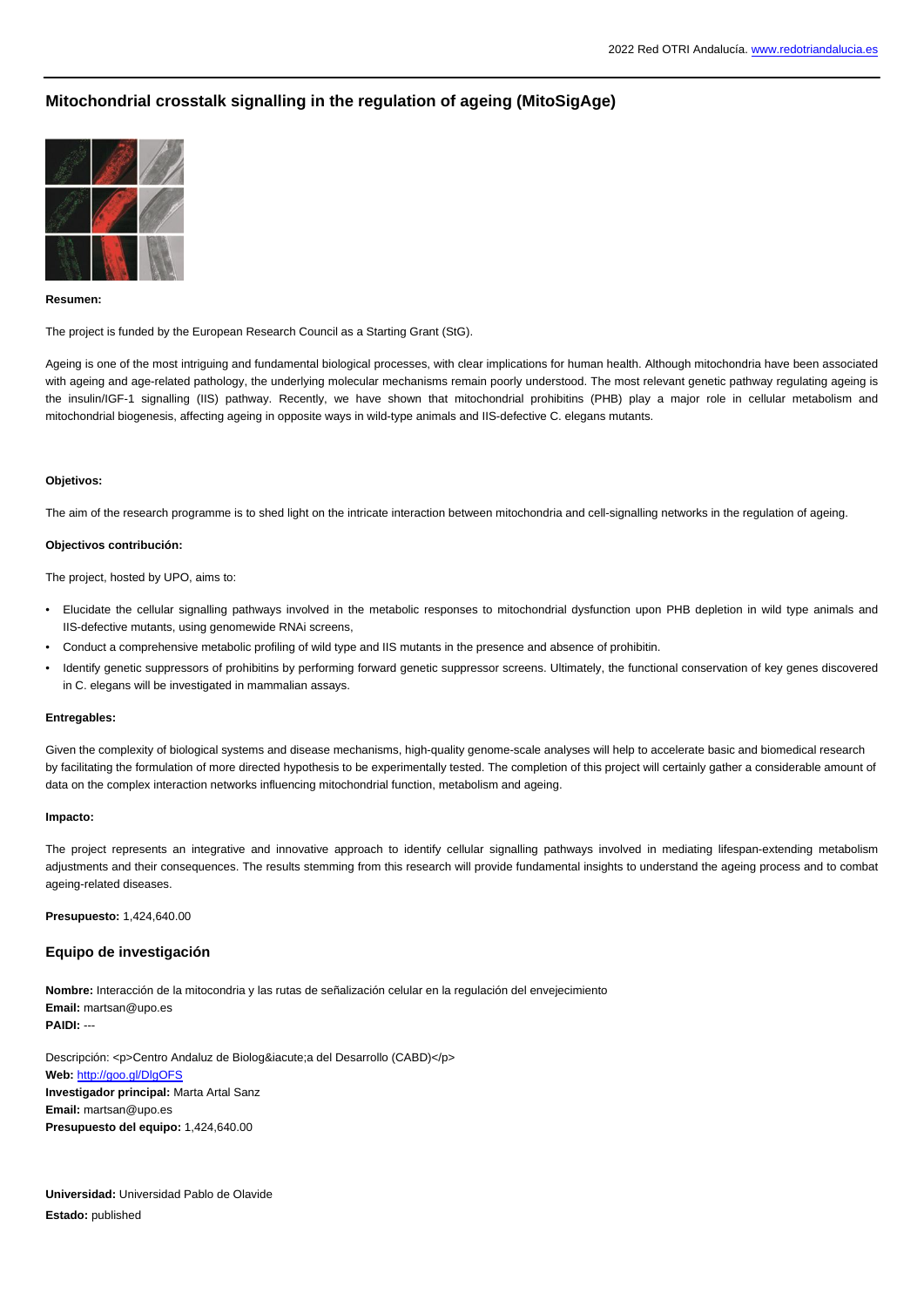# Mitochondrial crosstalk signalling in the regulation of ageing (MitoSigAge)

**Resumen:**

The project is funded by the European Research Council as a Starting Grant (StG).

Ageing is one of the most intriguing and fundamental biological processes, with clear implications for human health. Although mitochondria have been associated with ageing and age-related pathology, the underlying molecular mechanisms remain poorly understood. The most relevant genetic pathway regulating ageing is the insulin/IGF-1 signalling (IIS) pathway. Recently, we have shown that mitochondrial prohibitins (PHB) play a major role in cellular metabolism and mitochondrial biogenesis, affecting ageing in opposite ways in wild-type animals and IIS-defective C. elegans mutants.

**Objetivos:**

The aim of the research programme is to shed light on the intricate interaction between mitochondria and cell-signalling networks in the regulation of ageing.

**Objectivos contribución:**

The project, hosted by UPO, aims to:

- Elucidate the cellular signalling pathways involved in the metabolic responses to mitochondrial dysfunction upon PHB depletion in wild type animals and IIS-defective mutants, using genomewide RNAi screens,
- Conduct a comprehensive metabolic profiling of wild type and IIS mutants in the presence and absence of prohibitin.
- Identify genetic suppressors of prohibitins by performing forward genetic suppressor screens. Ultimately, the functional conservation of key genes discovered in C. elegans will be investigated in mammalian assays.

**Entregables:**

Given the complexity of biological systems and disease mechanisms, high-quality genome-scale analyses will help to accelerate basic and biomedical research by facilitating the formulation of more directed hypothesis to be experimentally tested. The completion of this project will certainly gather a considerable amount of data on the complex interaction networks influencing mitochondrial function, metabolism and ageing.

**Impacto:**

The project represents an integrative and innovative approach to identify cellular signalling pathways involved in mediating lifespan-extending metabolism adjustments and their consequences. The results stemming from this research will provide fundamental insights to understand the ageing process and to combat ageing-related diseases.

**Presupuesto:** 1,424,640.00

## Equipo de investigación

**Nombre:** Interacción de la mitocondria y las rutas de señalización celular en la regulación del envejecimiento
**Email:** martsan@upo.es
**PAIDI:** ---

Descripción: <p>Centro Andaluz de Biolog&iacute;a del Desarrollo (CABD)</p>
**Web:** http://goo.gl/DlgOFS
**Investigador principal:** Marta Artal Sanz
**Email:** martsan@upo.es
**Presupuesto del equipo:** 1,424,640.00

**Universidad:** Universidad Pablo de Olavide
**Estado:** published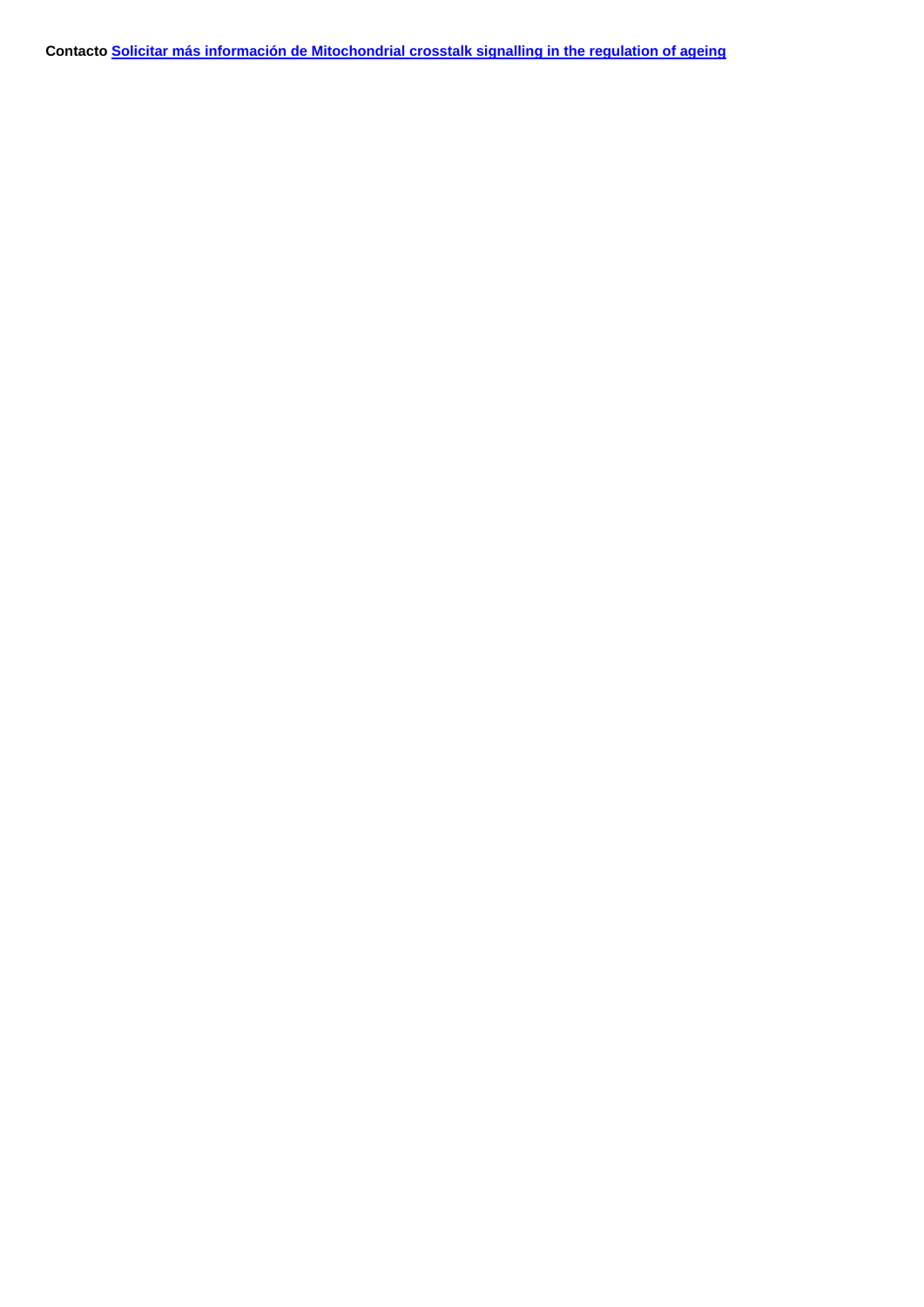**Contacto** [Solicitar más información de Mitochondrial crosstalk signalling in the regulation of ageing]